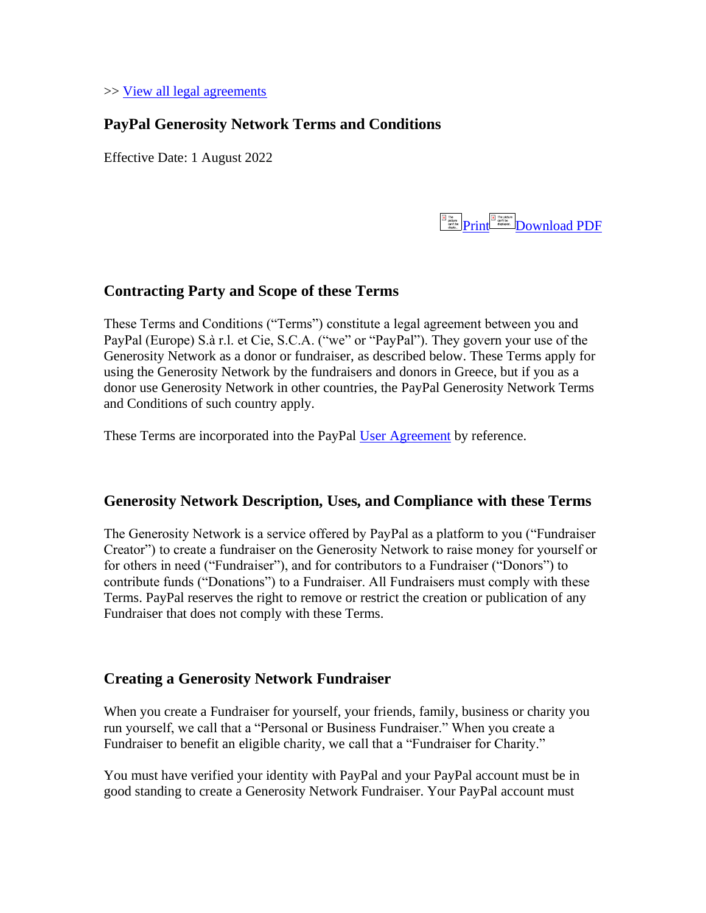>> View all legal agreements

## PayPal Generosity Network Terms and Conditions

Effective Date: 1 August 2022

Print Download PDF

### Contracting Party and Scope of these Terms

These Terms and Conditions ("Terms") constitute a legal agreement between you and PayPal (Europe) S.à r.l. et Cie, S.C.A. ("we" or "PayPal"). They govern your use of the Generosity Network as a donor or fundraiser, as described below. These Terms apply for using the Generosity Network by the fundraisers and donors in Greece, but if you as a donor use Generosity Network in other countries, the PayPal Generosity Network Terms and Conditions of such country apply.

These Terms are incorporated into the PayPal User Agreement by reference.

### Generosity Network Description, Uses, and Compliance with these Terms

The Generosity Network is a service offered by PayPal as a platform to you ("Fundraiser Creator") to create a fundraiser on the Generosity Network to raise money for yourself or for others in need ("Fundraiser"), and for contributors to a Fundraiser ("Donors") to contribute funds ("Donations") to a Fundraiser. All Fundraisers must comply with these Terms. PayPal reserves the right to remove or restrict the creation or publication of any Fundraiser that does not comply with these Terms.

### Creating a Generosity Network Fundraiser

When you create a Fundraiser for yourself, your friends, family, business or charity you run yourself, we call that a "Personal or Business Fundraiser." When you create a Fundraiser to benefit an eligible charity, we call that a "Fundraiser for Charity."

You must have verified your identity with PayPal and your PayPal account must be in good standing to create a Generosity Network Fundraiser. Your PayPal account must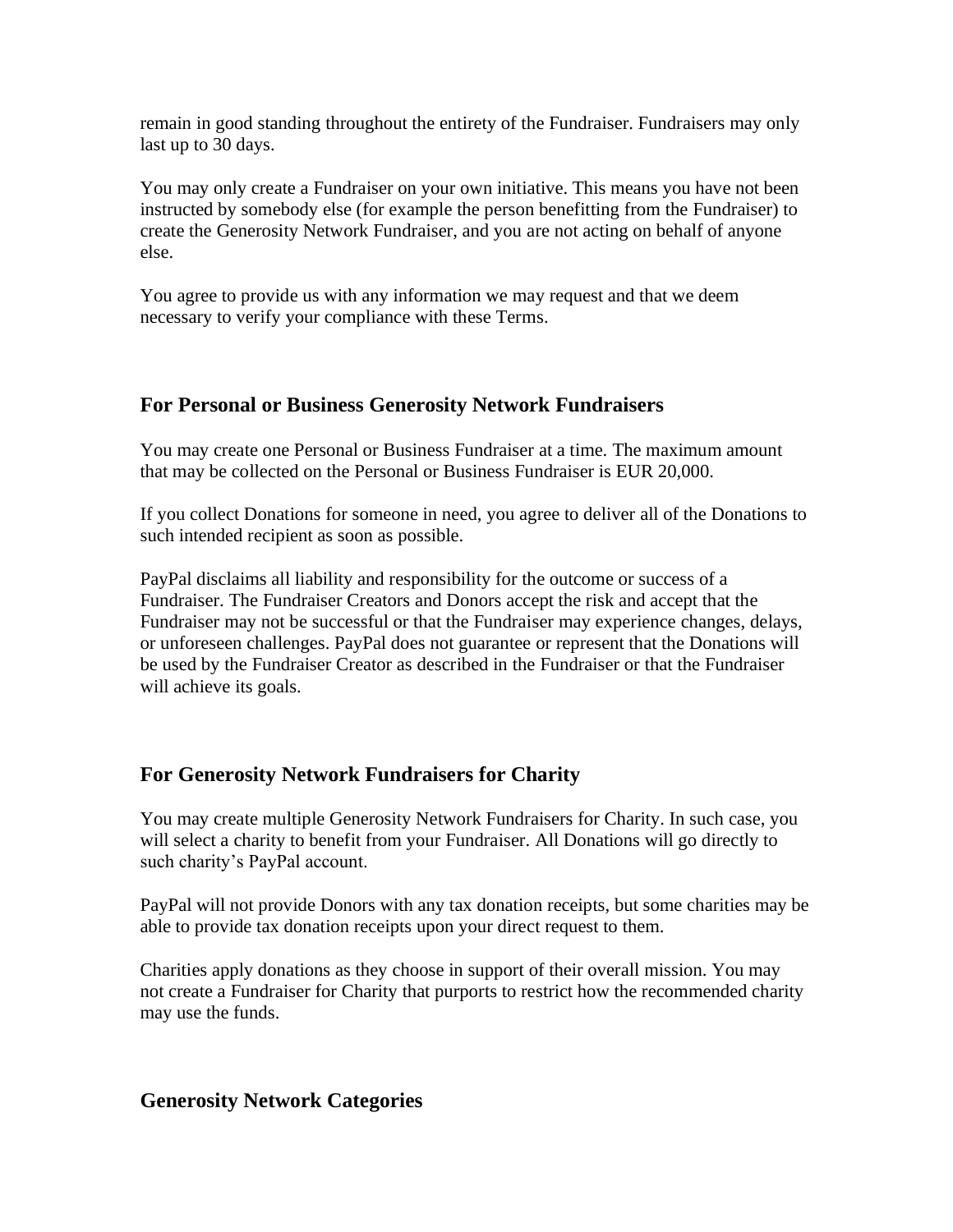remain in good standing throughout the entirety of the Fundraiser. Fundraisers may only last up to 30 days.

You may only create a Fundraiser on your own initiative. This means you have not been instructed by somebody else (for example the person benefitting from the Fundraiser) to create the Generosity Network Fundraiser, and you are not acting on behalf of anyone else.

You agree to provide us with any information we may request and that we deem necessary to verify your compliance with these Terms.

## For Personal or Business Generosity Network Fundraisers

You may create one Personal or Business Fundraiser at a time. The maximum amount that may be collected on the Personal or Business Fundraiser is EUR 20,000.

If you collect Donations for someone in need, you agree to deliver all of the Donations to such intended recipient as soon as possible.

PayPal disclaims all liability and responsibility for the outcome or success of a Fundraiser. The Fundraiser Creators and Donors accept the risk and accept that the Fundraiser may not be successful or that the Fundraiser may experience changes, delays, or unforeseen challenges. PayPal does not guarantee or represent that the Donations will be used by the Fundraiser Creator as described in the Fundraiser or that the Fundraiser will achieve its goals.

## For Generosity Network Fundraisers for Charity

You may create multiple Generosity Network Fundraisers for Charity. In such case, you will select a charity to benefit from your Fundraiser. All Donations will go directly to such charity's PayPal account.

PayPal will not provide Donors with any tax donation receipts, but some charities may be able to provide tax donation receipts upon your direct request to them.

Charities apply donations as they choose in support of their overall mission. You may not create a Fundraiser for Charity that purports to restrict how the recommended charity may use the funds.

## Generosity Network Categories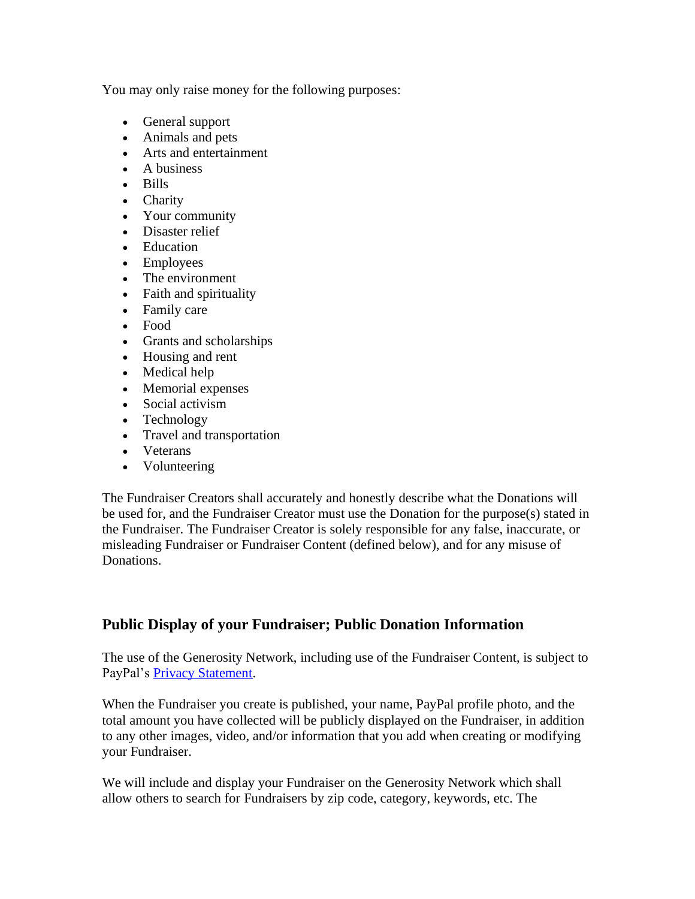You may only raise money for the following purposes:

- General support
- Animals and pets
- Arts and entertainment
- A business
- Bills
- Charity
- Your community
- Disaster relief
- Education
- Employees
- The environment
- Faith and spirituality
- Family care
- Food
- Grants and scholarships
- Housing and rent
- Medical help
- Memorial expenses
- Social activism
- Technology
- Travel and transportation
- Veterans
- Volunteering

The Fundraiser Creators shall accurately and honestly describe what the Donations will be used for, and the Fundraiser Creator must use the Donation for the purpose(s) stated in the Fundraiser. The Fundraiser Creator is solely responsible for any false, inaccurate, or misleading Fundraiser or Fundraiser Content (defined below), and for any misuse of Donations.

## Public Display of your Fundraiser; Public Donation Information

The use of the Generosity Network, including use of the Fundraiser Content, is subject to PayPal's [Privacy Statement].

When the Fundraiser you create is published, your name, PayPal profile photo, and the total amount you have collected will be publicly displayed on the Fundraiser, in addition to any other images, video, and/or information that you add when creating or modifying your Fundraiser.

We will include and display your Fundraiser on the Generosity Network which shall allow others to search for Fundraisers by zip code, category, keywords, etc. The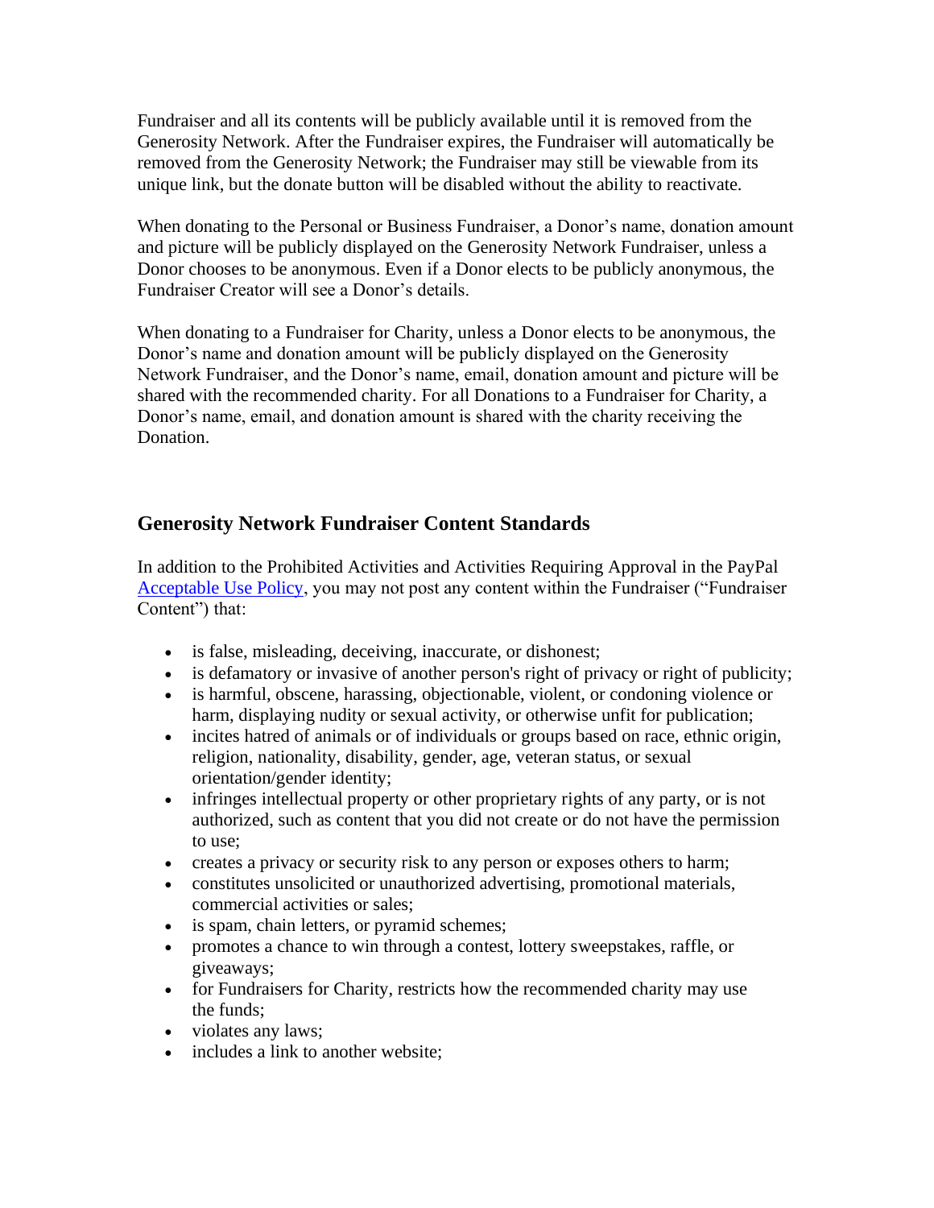Fundraiser and all its contents will be publicly available until it is removed from the Generosity Network. After the Fundraiser expires, the Fundraiser will automatically be removed from the Generosity Network; the Fundraiser may still be viewable from its unique link, but the donate button will be disabled without the ability to reactivate.

When donating to the Personal or Business Fundraiser, a Donor's name, donation amount and picture will be publicly displayed on the Generosity Network Fundraiser, unless a Donor chooses to be anonymous. Even if a Donor elects to be publicly anonymous, the Fundraiser Creator will see a Donor's details.

When donating to a Fundraiser for Charity, unless a Donor elects to be anonymous, the Donor's name and donation amount will be publicly displayed on the Generosity Network Fundraiser, and the Donor's name, email, donation amount and picture will be shared with the recommended charity. For all Donations to a Fundraiser for Charity, a Donor's name, email, and donation amount is shared with the charity receiving the Donation.

## Generosity Network Fundraiser Content Standards

In addition to the Prohibited Activities and Activities Requiring Approval in the PayPal Acceptable Use Policy, you may not post any content within the Fundraiser ("Fundraiser Content") that:

- is false, misleading, deceiving, inaccurate, or dishonest;
- is defamatory or invasive of another person's right of privacy or right of publicity;
- is harmful, obscene, harassing, objectionable, violent, or condoning violence or harm, displaying nudity or sexual activity, or otherwise unfit for publication;
- incites hatred of animals or of individuals or groups based on race, ethnic origin, religion, nationality, disability, gender, age, veteran status, or sexual orientation/gender identity;
- infringes intellectual property or other proprietary rights of any party, or is not authorized, such as content that you did not create or do not have the permission to use;
- creates a privacy or security risk to any person or exposes others to harm;
- constitutes unsolicited or unauthorized advertising, promotional materials, commercial activities or sales;
- is spam, chain letters, or pyramid schemes;
- promotes a chance to win through a contest, lottery sweepstakes, raffle, or giveaways;
- for Fundraisers for Charity, restricts how the recommended charity may use the funds;
- violates any laws;
- includes a link to another website;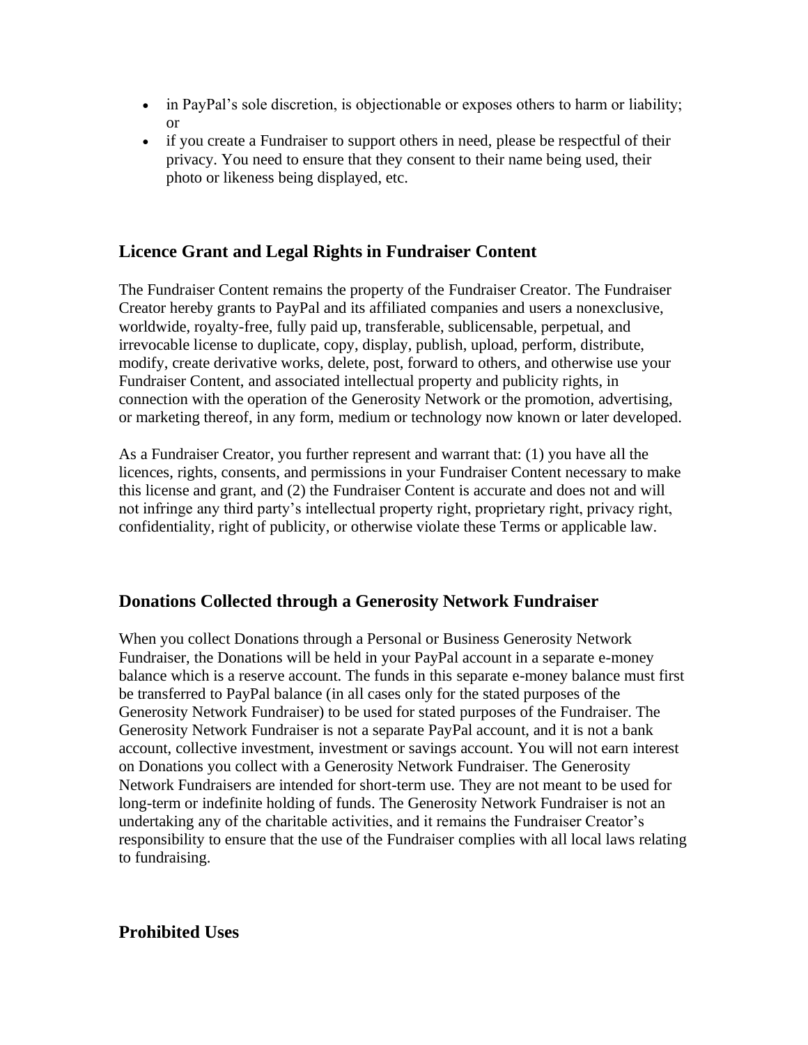- in PayPal's sole discretion, is objectionable or exposes others to harm or liability; or
- if you create a Fundraiser to support others in need, please be respectful of their privacy. You need to ensure that they consent to their name being used, their photo or likeness being displayed, etc.

## Licence Grant and Legal Rights in Fundraiser Content

The Fundraiser Content remains the property of the Fundraiser Creator. The Fundraiser Creator hereby grants to PayPal and its affiliated companies and users a nonexclusive, worldwide, royalty-free, fully paid up, transferable, sublicensable, perpetual, and irrevocable license to duplicate, copy, display, publish, upload, perform, distribute, modify, create derivative works, delete, post, forward to others, and otherwise use your Fundraiser Content, and associated intellectual property and publicity rights, in connection with the operation of the Generosity Network or the promotion, advertising, or marketing thereof, in any form, medium or technology now known or later developed.

As a Fundraiser Creator, you further represent and warrant that: (1) you have all the licences, rights, consents, and permissions in your Fundraiser Content necessary to make this license and grant, and (2) the Fundraiser Content is accurate and does not and will not infringe any third party's intellectual property right, proprietary right, privacy right, confidentiality, right of publicity, or otherwise violate these Terms or applicable law.

## Donations Collected through a Generosity Network Fundraiser

When you collect Donations through a Personal or Business Generosity Network Fundraiser, the Donations will be held in your PayPal account in a separate e-money balance which is a reserve account. The funds in this separate e-money balance must first be transferred to PayPal balance (in all cases only for the stated purposes of the Generosity Network Fundraiser) to be used for stated purposes of the Fundraiser. The Generosity Network Fundraiser is not a separate PayPal account, and it is not a bank account, collective investment, investment or savings account. You will not earn interest on Donations you collect with a Generosity Network Fundraiser. The Generosity Network Fundraisers are intended for short-term use. They are not meant to be used for long-term or indefinite holding of funds. The Generosity Network Fundraiser is not an undertaking any of the charitable activities, and it remains the Fundraiser Creator's responsibility to ensure that the use of the Fundraiser complies with all local laws relating to fundraising.

## Prohibited Uses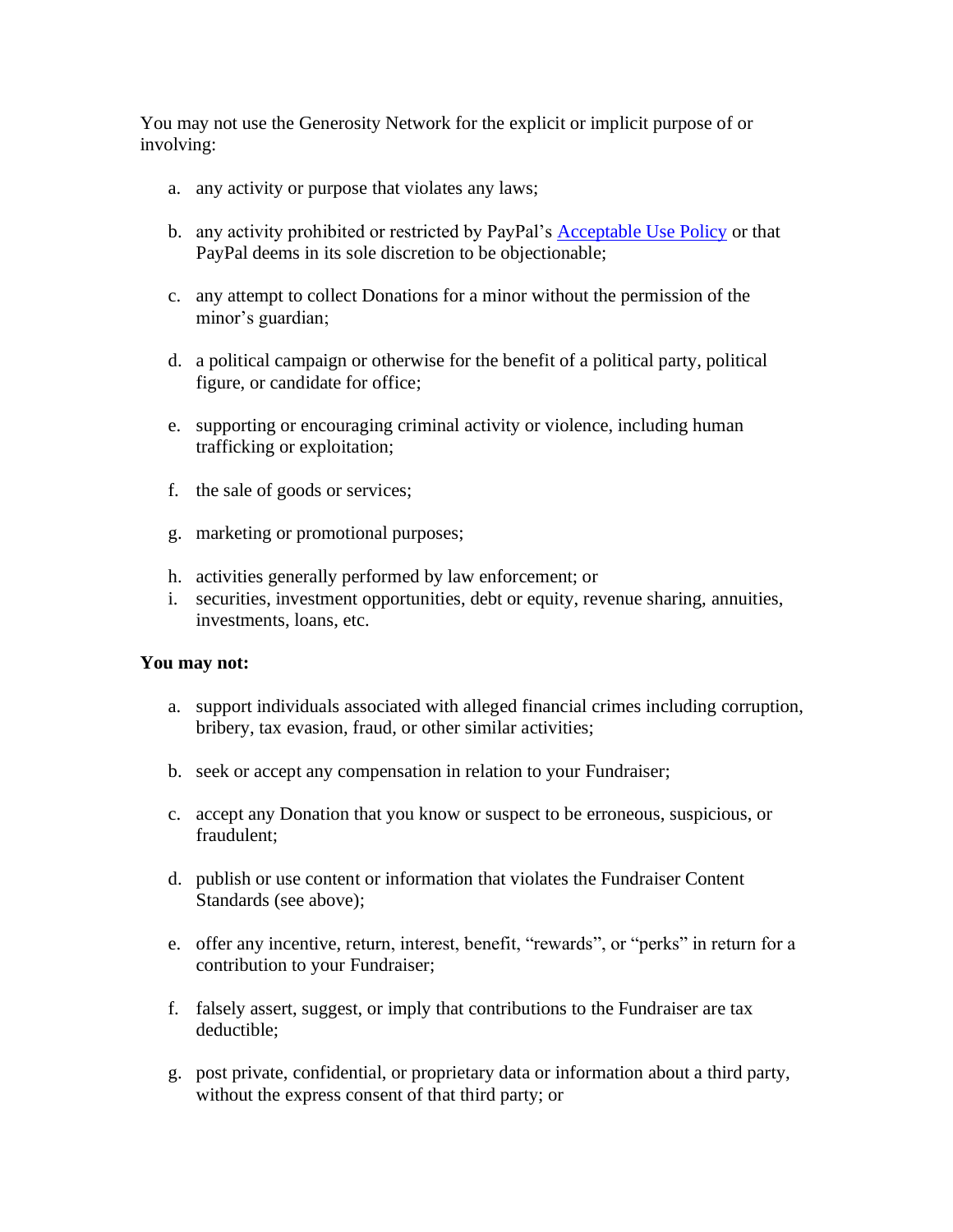You may not use the Generosity Network for the explicit or implicit purpose of or involving:

a. any activity or purpose that violates any laws;

b. any activity prohibited or restricted by PayPal's Acceptable Use Policy or that PayPal deems in its sole discretion to be objectionable;

c. any attempt to collect Donations for a minor without the permission of the minor's guardian;

d. a political campaign or otherwise for the benefit of a political party, political figure, or candidate for office;

e. supporting or encouraging criminal activity or violence, including human trafficking or exploitation;

f. the sale of goods or services;

g. marketing or promotional purposes;

h. activities generally performed by law enforcement; or

i. securities, investment opportunities, debt or equity, revenue sharing, annuities, investments, loans, etc.

**You may not:**

a. support individuals associated with alleged financial crimes including corruption, bribery, tax evasion, fraud, or other similar activities;

b. seek or accept any compensation in relation to your Fundraiser;

c. accept any Donation that you know or suspect to be erroneous, suspicious, or fraudulent;

d. publish or use content or information that violates the Fundraiser Content Standards (see above);

e. offer any incentive, return, interest, benefit, "rewards", or "perks" in return for a contribution to your Fundraiser;

f. falsely assert, suggest, or imply that contributions to the Fundraiser are tax deductible;

g. post private, confidential, or proprietary data or information about a third party, without the express consent of that third party; or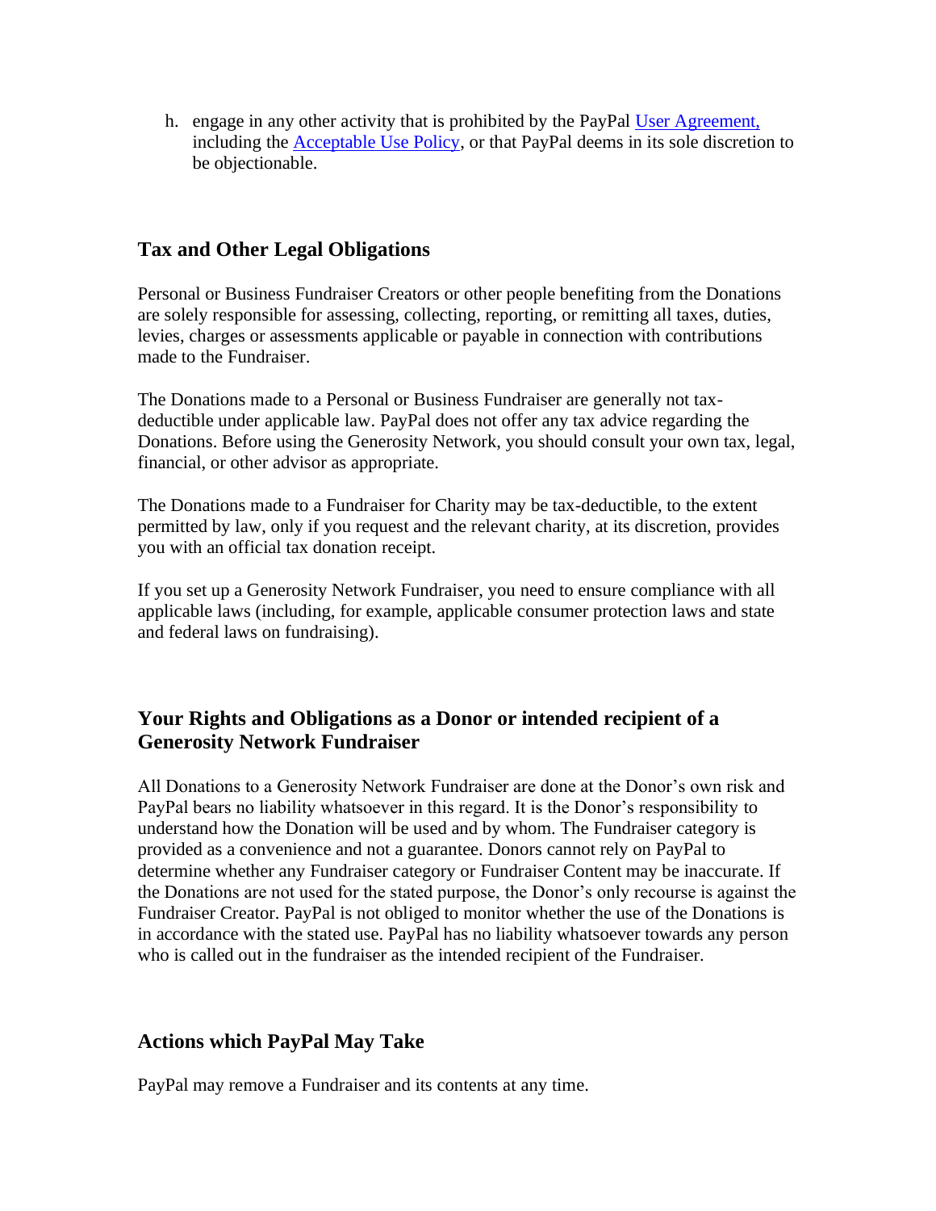h. engage in any other activity that is prohibited by the PayPal [User Agreement,](#) including the [Acceptable Use Policy](#), or that PayPal deems in its sole discretion to be objectionable.

## Tax and Other Legal Obligations

Personal or Business Fundraiser Creators or other people benefiting from the Donations are solely responsible for assessing, collecting, reporting, or remitting all taxes, duties, levies, charges or assessments applicable or payable in connection with contributions made to the Fundraiser.

The Donations made to a Personal or Business Fundraiser are generally not tax-deductible under applicable law. PayPal does not offer any tax advice regarding the Donations. Before using the Generosity Network, you should consult your own tax, legal, financial, or other advisor as appropriate.

The Donations made to a Fundraiser for Charity may be tax-deductible, to the extent permitted by law, only if you request and the relevant charity, at its discretion, provides you with an official tax donation receipt.

If you set up a Generosity Network Fundraiser, you need to ensure compliance with all applicable laws (including, for example, applicable consumer protection laws and state and federal laws on fundraising).

## Your Rights and Obligations as a Donor or intended recipient of a Generosity Network Fundraiser

All Donations to a Generosity Network Fundraiser are done at the Donor's own risk and PayPal bears no liability whatsoever in this regard. It is the Donor's responsibility to understand how the Donation will be used and by whom. The Fundraiser category is provided as a convenience and not a guarantee. Donors cannot rely on PayPal to determine whether any Fundraiser category or Fundraiser Content may be inaccurate. If the Donations are not used for the stated purpose, the Donor's only recourse is against the Fundraiser Creator. PayPal is not obliged to monitor whether the use of the Donations is in accordance with the stated use. PayPal has no liability whatsoever towards any person who is called out in the fundraiser as the intended recipient of the Fundraiser.

## Actions which PayPal May Take

PayPal may remove a Fundraiser and its contents at any time.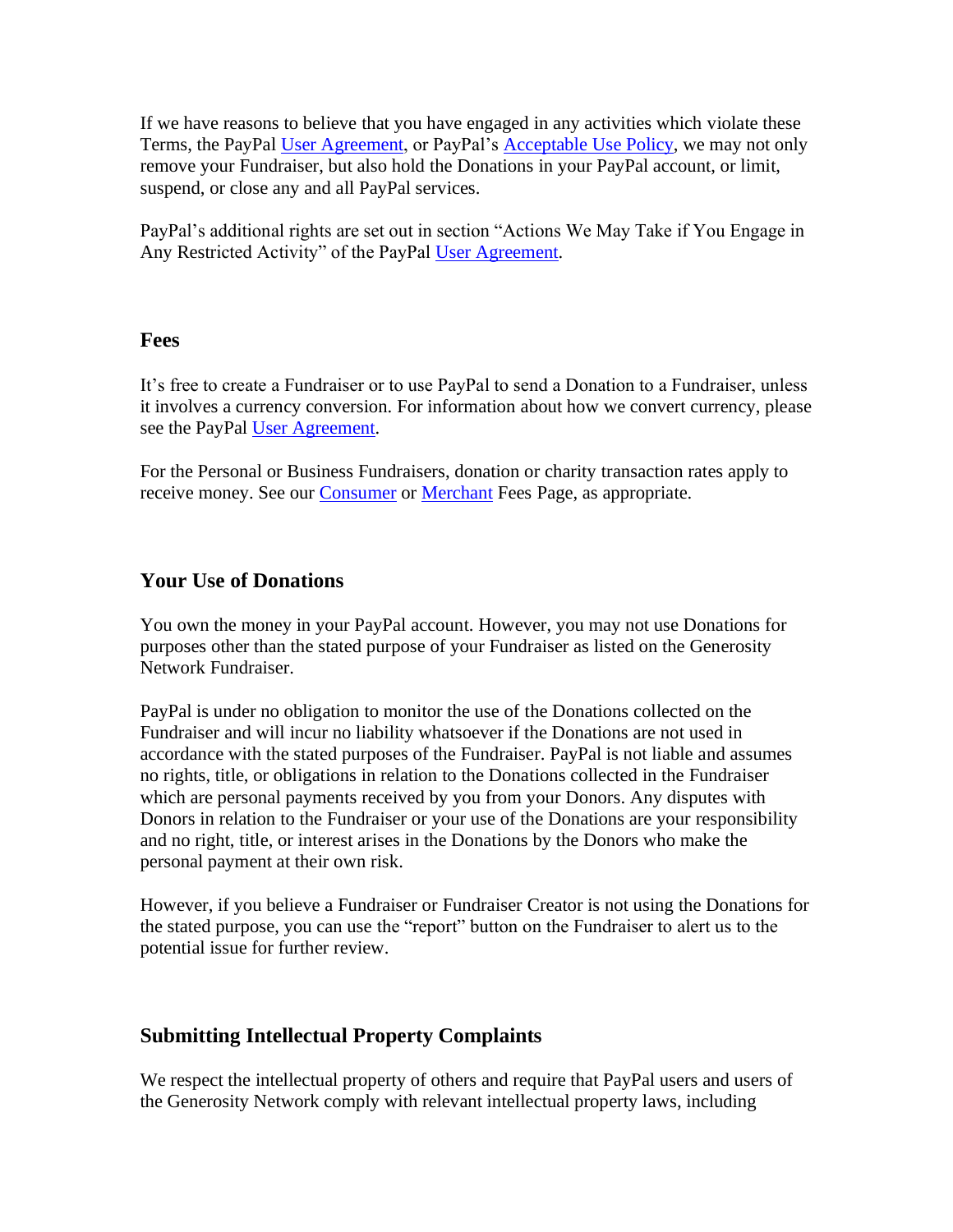If we have reasons to believe that you have engaged in any activities which violate these Terms, the PayPal User Agreement, or PayPal's Acceptable Use Policy, we may not only remove your Fundraiser, but also hold the Donations in your PayPal account, or limit, suspend, or close any and all PayPal services.

PayPal's additional rights are set out in section "Actions We May Take if You Engage in Any Restricted Activity" of the PayPal User Agreement.

### Fees

It's free to create a Fundraiser or to use PayPal to send a Donation to a Fundraiser, unless it involves a currency conversion. For information about how we convert currency, please see the PayPal User Agreement.

For the Personal or Business Fundraisers, donation or charity transaction rates apply to receive money. See our Consumer or Merchant Fees Page, as appropriate.

### Your Use of Donations

You own the money in your PayPal account. However, you may not use Donations for purposes other than the stated purpose of your Fundraiser as listed on the Generosity Network Fundraiser.

PayPal is under no obligation to monitor the use of the Donations collected on the Fundraiser and will incur no liability whatsoever if the Donations are not used in accordance with the stated purposes of the Fundraiser. PayPal is not liable and assumes no rights, title, or obligations in relation to the Donations collected in the Fundraiser which are personal payments received by you from your Donors. Any disputes with Donors in relation to the Fundraiser or your use of the Donations are your responsibility and no right, title, or interest arises in the Donations by the Donors who make the personal payment at their own risk.

However, if you believe a Fundraiser or Fundraiser Creator is not using the Donations for the stated purpose, you can use the "report" button on the Fundraiser to alert us to the potential issue for further review.

### Submitting Intellectual Property Complaints

We respect the intellectual property of others and require that PayPal users and users of the Generosity Network comply with relevant intellectual property laws, including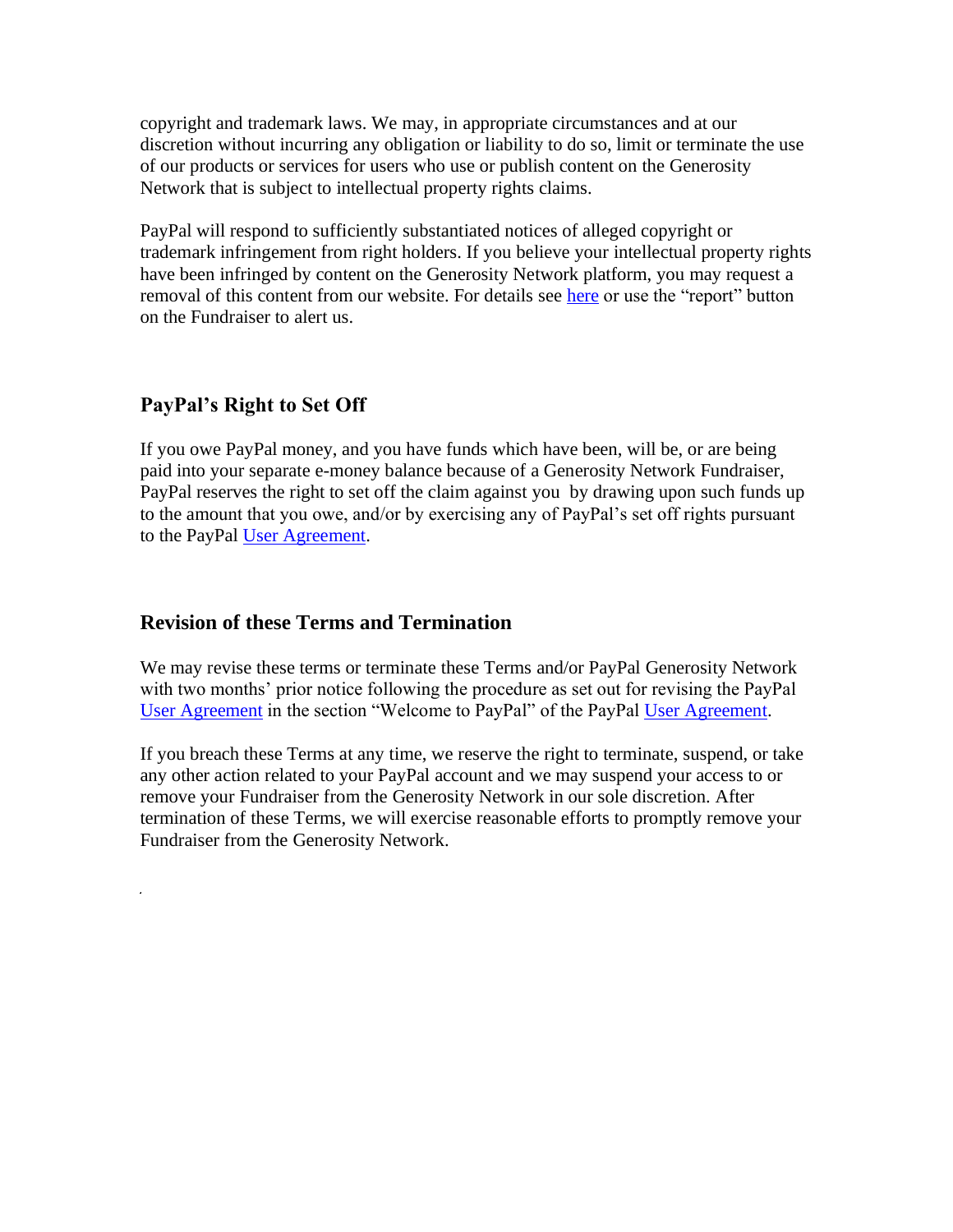copyright and trademark laws. We may, in appropriate circumstances and at our discretion without incurring any obligation or liability to do so, limit or terminate the use of our products or services for users who use or publish content on the Generosity Network that is subject to intellectual property rights claims.

PayPal will respond to sufficiently substantiated notices of alleged copyright or trademark infringement from right holders. If you believe your intellectual property rights have been infringed by content on the Generosity Network platform, you may request a removal of this content from our website. For details see here or use the "report" button on the Fundraiser to alert us.

## PayPal's Right to Set Off

If you owe PayPal money, and you have funds which have been, will be, or are being paid into your separate e-money balance because of a Generosity Network Fundraiser, PayPal reserves the right to set off the claim against you by drawing upon such funds up to the amount that you owe, and/or by exercising any of PayPal's set off rights pursuant to the PayPal User Agreement.

## Revision of these Terms and Termination

We may revise these terms or terminate these Terms and/or PayPal Generosity Network with two months' prior notice following the procedure as set out for revising the PayPal User Agreement in the section "Welcome to PayPal" of the PayPal User Agreement.

If you breach these Terms at any time, we reserve the right to terminate, suspend, or take any other action related to your PayPal account and we may suspend your access to or remove your Fundraiser from the Generosity Network in our sole discretion. After termination of these Terms, we will exercise reasonable efforts to promptly remove your Fundraiser from the Generosity Network.